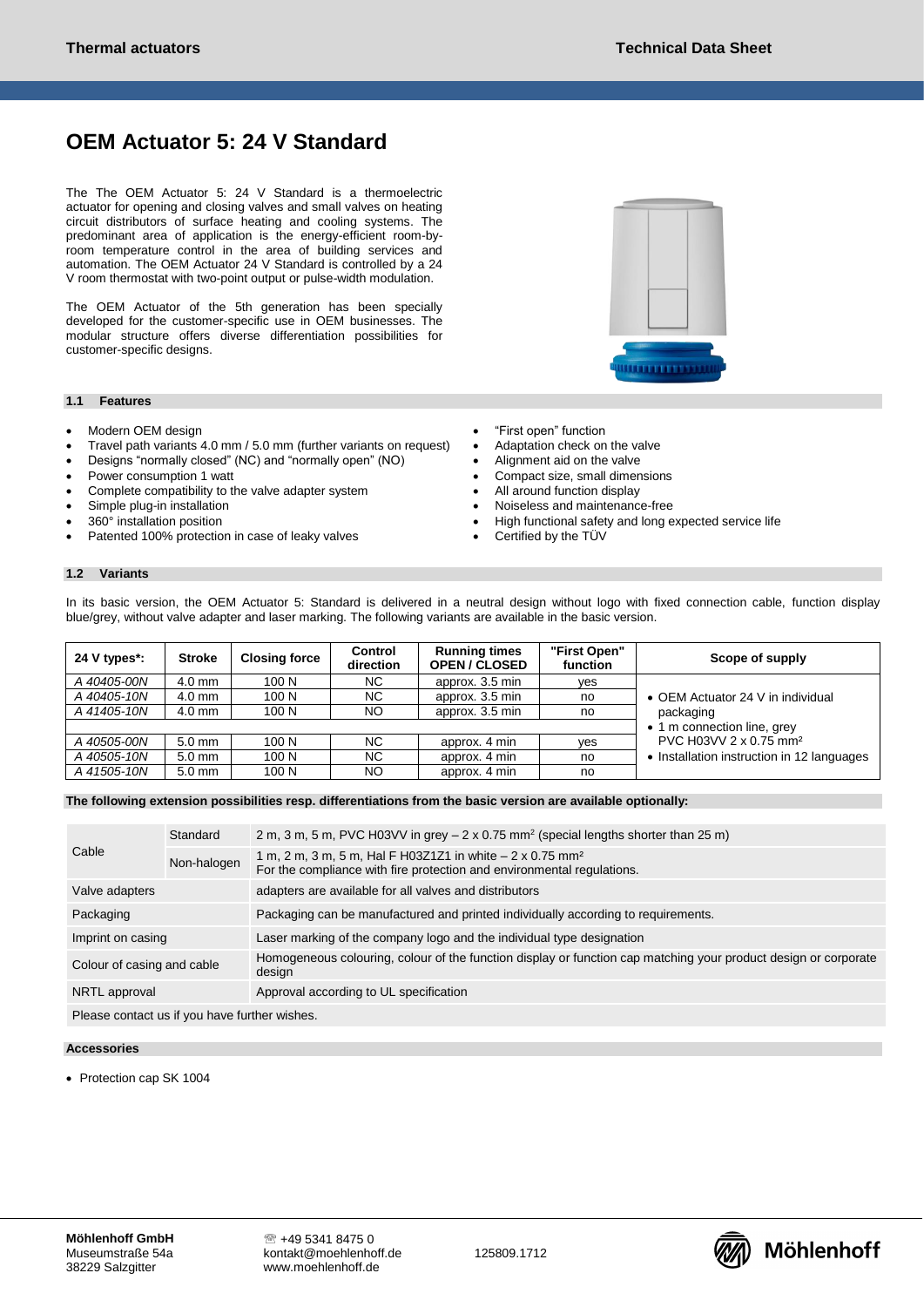# OEM Actuator 5: 24 V Standard

The The OEM Actuator 5: 24 V Standard is a thermoelectric actuator for opening and closing valves and small valves on heating circuit distributors of surface heating and cooling systems. The predominant area of application is the energy-efficient room-by-room temperature control in the area of building services and automation. The OEM Actuator 24 V Standard is controlled by a 24 V room thermostat with two-point output or pulse-width modulation.

The OEM Actuator of the 5th generation has been specially developed for the customer-specific use in OEM businesses. The modular structure offers diverse differentiation possibilities for customer-specific designs.

## 1.1 Features

- Modern OEM design
- Travel path variants 4.0 mm / 5.0 mm (further variants on request)
- Designs "normally closed" (NC) and "normally open" (NO)
- Power consumption 1 watt
- Complete compatibility to the valve adapter system
- Simple plug-in installation
- 360° installation position
- Patented 100% protection in case of leaky valves
- "First open" function
- Adaptation check on the valve
- Alignment aid on the valve
- Compact size, small dimensions
- All around function display
- Noiseless and maintenance-free
- High functional safety and long expected service life
- Certified by the TÜV

## 1.2 Variants

In its basic version, the OEM Actuator 5: Standard is delivered in a neutral design without logo with fixed connection cable, function display blue/grey, without valve adapter and laser marking. The following variants are available in the basic version.

| 24 V types*: | Stroke | Closing force | Control direction | Running times OPEN / CLOSED | "First Open" function | Scope of supply |
|---|---|---|---|---|---|---|
| *A 40405-00N* | 4.0 mm | 100 N | NC | approx. 3.5 min | yes | • OEM Actuator 24 V in individual packaging<br>• 1 m connection line, grey PVC H03VV 2 x 0.75 mm²<br>• Installation instruction in 12 languages |
| *A 40405-10N* | 4.0 mm | 100 N | NC | approx. 3.5 min | no | |
| *A 41405-10N* | 4.0 mm | 100 N | NO | approx. 3.5 min | no | |
| | | | | | | |
| *A 40505-00N* | 5.0 mm | 100 N | NC | approx. 4 min | yes | |
| *A 40505-10N* | 5.0 mm | 100 N | NC | approx. 4 min | no | |
| *A 41505-10N* | 5.0 mm | 100 N | NO | approx. 4 min | no | |

**The following extension possibilities resp. differentiations from the basic version are available optionally:**

| | | |
|---|---|---|
| Cable | Standard | 2 m, 3 m, 5 m, PVC H03VV in grey – 2 x 0.75 mm² (special lengths shorter than 25 m) |
| | Non-halogen | 1 m, 2 m, 3 m, 5 m, Hal F H03Z1Z1 in white – 2 x 0.75 mm²<br>For the compliance with fire protection and environmental regulations. |
| Valve adapters | | adapters are available for all valves and distributors |
| Packaging | | Packaging can be manufactured and printed individually according to requirements. |
| Imprint on casing | | Laser marking of the company logo and the individual type designation |
| Colour of casing and cable | | Homogeneous colouring, colour of the function display or function cap matching your product design or corporate design |
| NRTL approval | | Approval according to UL specification |
| Please contact us if you have further wishes. | | |

## Accessories

- Protection cap SK 1004

**Möhlenhoff GmbH**
Museumstraße 54a
38229 Salzgitter

☏ +49 5341 8475 0
kontakt@moehlenhoff.de
www.moehlenhoff.de

125809.1712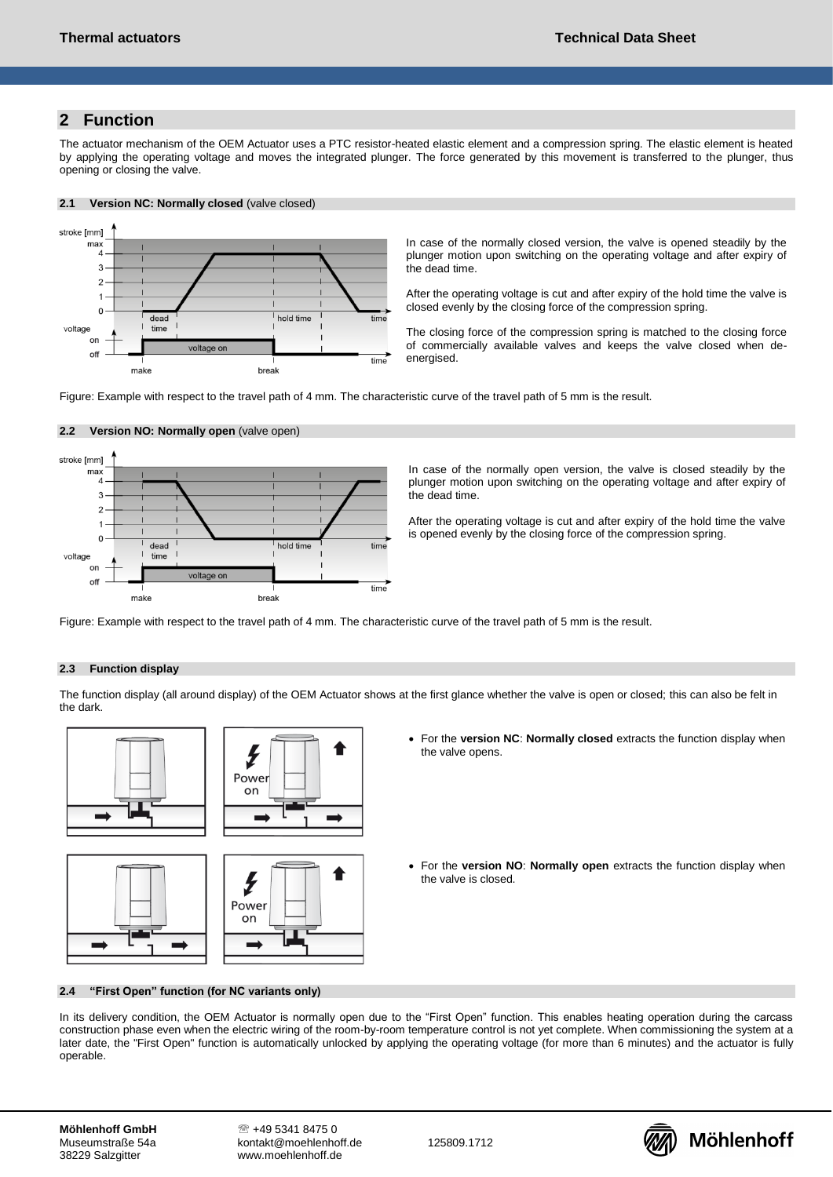## 2 Function

The actuator mechanism of the OEM Actuator uses a PTC resistor-heated elastic element and a compression spring. The elastic element is heated by applying the operating voltage and moves the integrated plunger. The force generated by this movement is transferred to the plunger, thus opening or closing the valve.

### 2.1 Version NC: Normally closed (valve closed)

In case of the normally closed version, the valve is opened steadily by the plunger motion upon switching on the operating voltage and after expiry of the dead time.

After the operating voltage is cut and after expiry of the hold time the valve is closed evenly by the closing force of the compression spring.

The closing force of the compression spring is matched to the closing force of commercially available valves and keeps the valve closed when de-energised.

Figure: Example with respect to the travel path of 4 mm. The characteristic curve of the travel path of 5 mm is the result.

### 2.2 Version NO: Normally open (valve open)

In case of the normally open version, the valve is closed steadily by the plunger motion upon switching on the operating voltage and after expiry of the dead time.

After the operating voltage is cut and after expiry of the hold time the valve is opened evenly by the closing force of the compression spring.

Figure: Example with respect to the travel path of 4 mm. The characteristic curve of the travel path of 5 mm is the result.

### 2.3 Function display

The function display (all around display) of the OEM Actuator shows at the first glance whether the valve is open or closed; this can also be felt in the dark.

- For the **version NC**: **Normally closed** extracts the function display when the valve opens.
- For the **version NO**: **Normally open** extracts the function display when the valve is closed.

### 2.4 "First Open" function (for NC variants only)

In its delivery condition, the OEM Actuator is normally open due to the "First Open" function. This enables heating operation during the carcass construction phase even when the electric wiring of the room-by-room temperature control is not yet complete. When commissioning the system at a later date, the "First Open" function is automatically unlocked by applying the operating voltage (for more than 6 minutes) and the actuator is fully operable.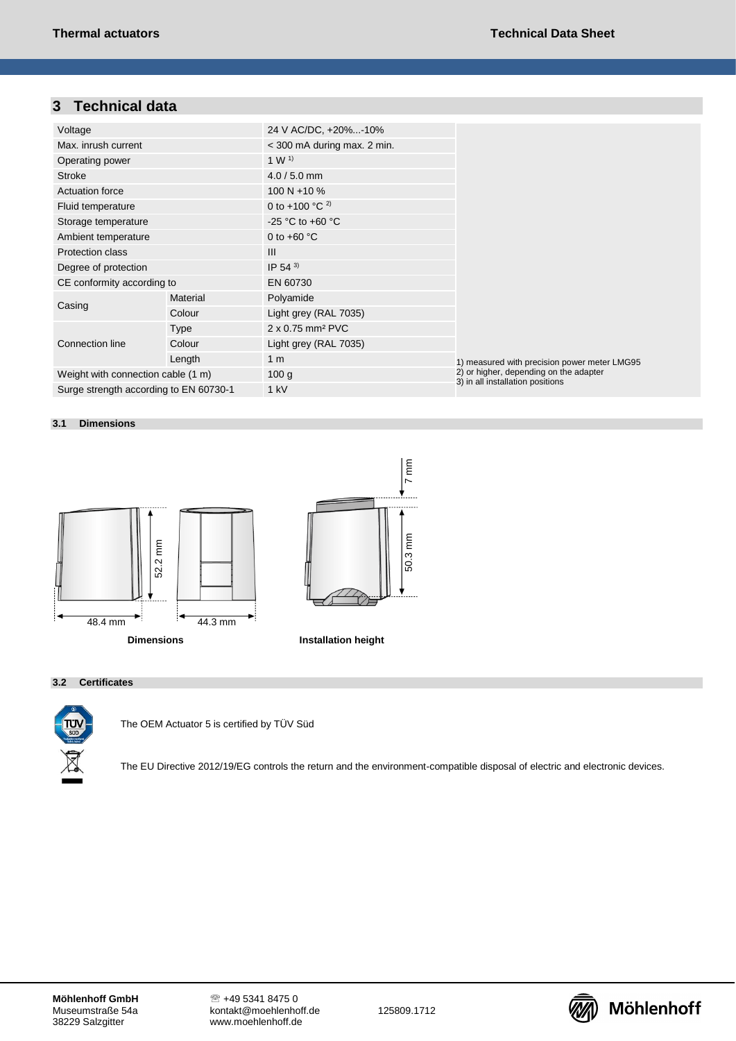## 3 Technical data

| | | | |
|---|---|---|---|
| Voltage | | 24 V AC/DC, +20%...-10% | |
| Max. inrush current | | < 300 mA during max. 2 min. | |
| Operating power | | 1 W [1] | |
| Stroke | | 4.0 / 5.0 mm | |
| Actuation force | | 100 N +10 % | |
| Fluid temperature | | 0 to +100 °C [2] | |
| Storage temperature | | -25 °C to +60 °C | |
| Ambient temperature | | 0 to +60 °C | |
| Protection class | | III | |
| Degree of protection | | IP 54 [3] | |
| CE conformity according to | | EN 60730 | |
| Casing | Material | Polyamide | |
| | Colour | Light grey (RAL 7035) | |
| Connection line | Type | 2 x 0.75 mm² PVC | |
| | Colour | Light grey (RAL 7035) | |
| | Length | 1 m | |
| Weight with connection cable (1 m) | | 100 g | |
| Surge strength according to EN 60730-1 | | 1 kV | |

1) measured with precision power meter LMG95
2) or higher, depending on the adapter
3) in all installation positions

### 3.1 Dimensions

52.2 mm

48.4 mm

44.3 mm

Dimensions

7 mm

50.3 mm

Installation height

### 3.2 Certificates

The OEM Actuator 5 is certified by TÜV Süd

The EU Directive 2012/19/EG controls the return and the environment-compatible disposal of electric and electronic devices.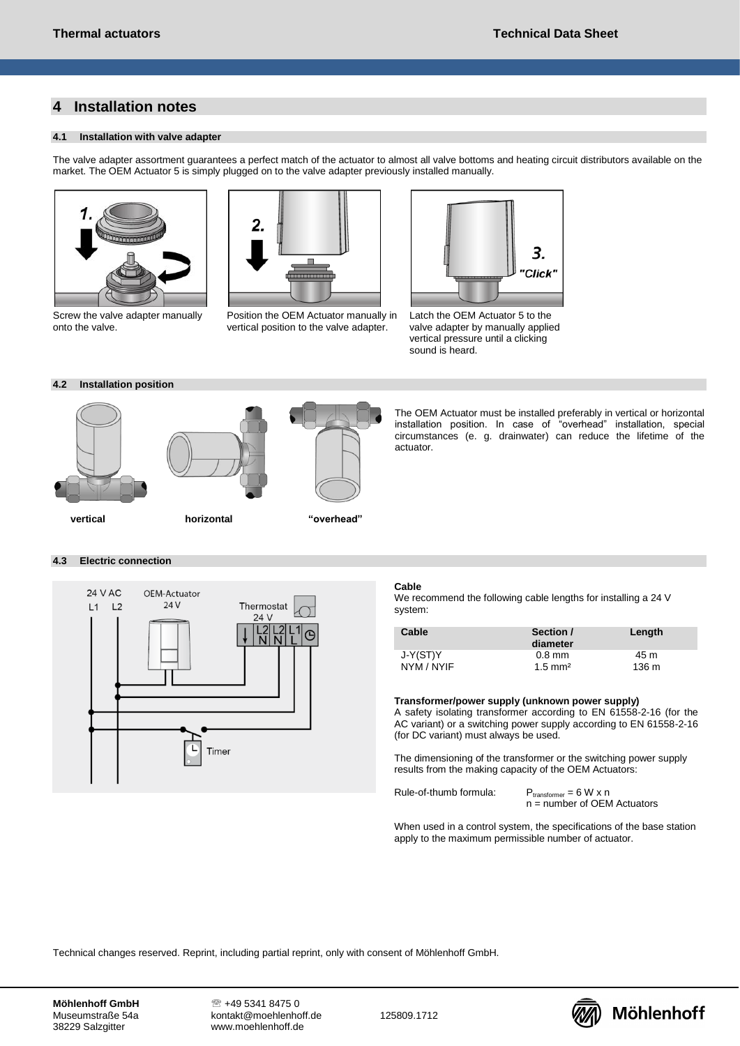# 4 Installation notes

## 4.1 Installation with valve adapter

The valve adapter assortment guarantees a perfect match of the actuator to almost all valve bottoms and heating circuit distributors available on the market. The OEM Actuator 5 is simply plugged on to the valve adapter previously installed manually.

Screw the valve adapter manually onto the valve.

Position the OEM Actuator manually in vertical position to the valve adapter.

Latch the OEM Actuator 5 to the valve adapter by manually applied vertical pressure until a clicking sound is heard.

## 4.2 Installation position

vertical

horizontal

“overhead”

The OEM Actuator must be installed preferably in vertical or horizontal installation position. In case of “overhead” installation, special circumstances (e. g. drainwater) can reduce the lifetime of the actuator.

## 4.3 Electric connection

24 V AC
L1 L2
OEM-Actuator
24 V
Thermostat
24 V
L2 N L2 N L1 L
Timer

**Cable**

We recommend the following cable lengths for installing a 24 V system:

| Cable | Section / diameter | Length |
|---|---|---|
| J-Y(ST)Y | 0.8 mm | 45 m |
| NYM / NYIF | 1.5 mm² | 136 m |

**Transformer/power supply (unknown power supply)**

A safety isolating transformer according to EN 61558-2-16 (for the AC variant) or a switching power supply according to EN 61558-2-16 (for DC variant) must always be used.

The dimensioning of the transformer or the switching power supply results from the making capacity of the OEM Actuators:

Rule-of-thumb formula: $P_{transformer} = 6\ W \times n$
n = number of OEM Actuators

When used in a control system, the specifications of the base station apply to the maximum permissible number of actuator.

Technical changes reserved. Reprint, including partial reprint, only with consent of Möhlenhoff GmbH.

**Möhlenhoff GmbH**
Museumstraße 54a
38229 Salzgitter

☏ +49 5341 8475 0
kontakt@moehlenhoff.de
www.moehlenhoff.de

125809.1712